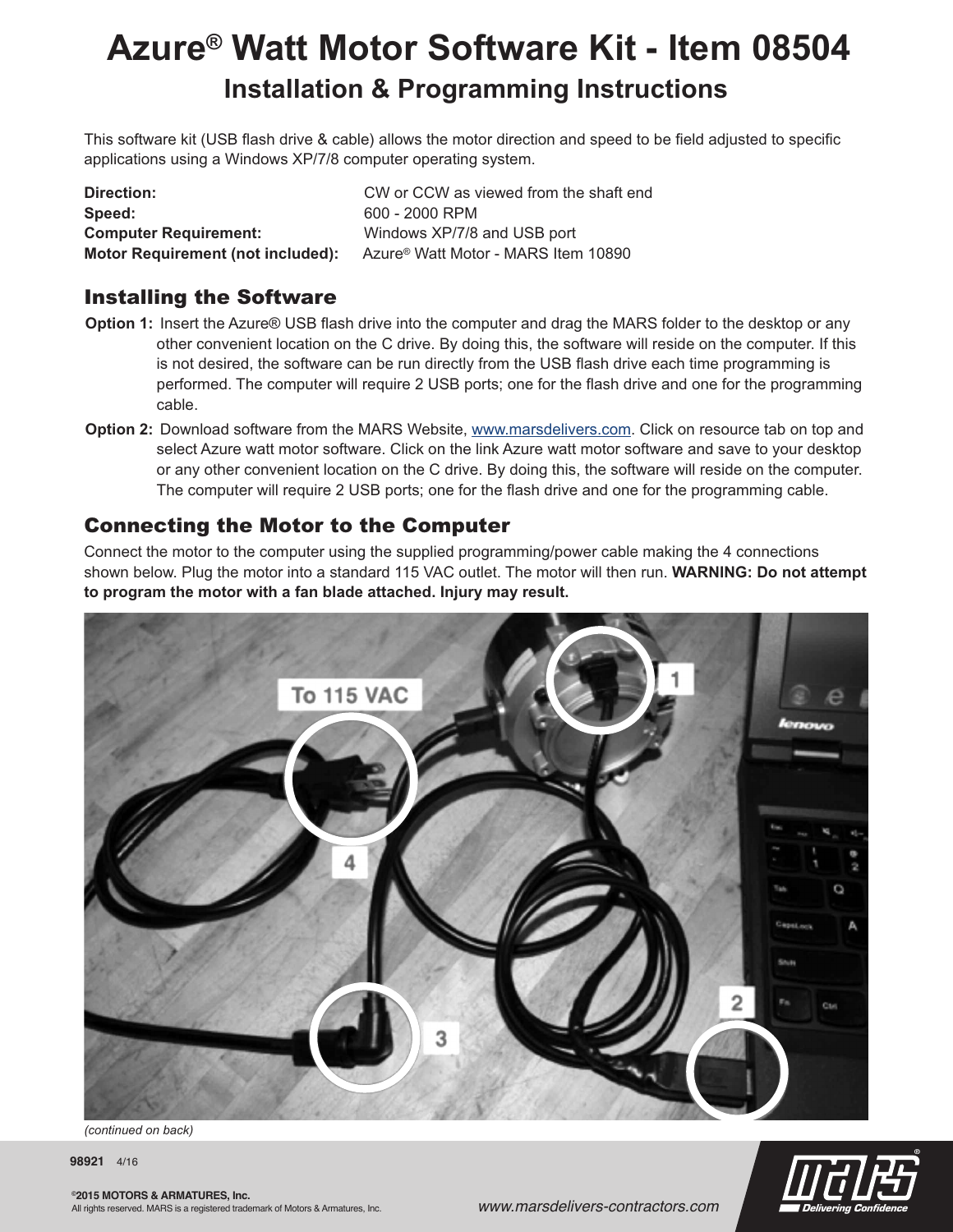# Azure® Watt Motor Software Kit - Item 08504

## Installation & Programming Instructions

This software kit (USB flash drive & cable) allows the motor direction and speed to be field adjusted to specific applications using a Windows XP/7/8 computer operating system.

| | |
|---|---|
| **Direction:** | CW or CCW as viewed from the shaft end |
| **Speed:** | 600 - 2000 RPM |
| **Computer Requirement:** | Windows XP/7/8 and USB port |
| **Motor Requirement (not included):** | Azure® Watt Motor - MARS Item 10890 |

## Installing the Software

**Option 1:** Insert the Azure® USB flash drive into the computer and drag the MARS folder to the desktop or any other convenient location on the C drive. By doing this, the software will reside on the computer. If this is not desired, the software can be run directly from the USB flash drive each time programming is performed. The computer will require 2 USB ports; one for the flash drive and one for the programming cable.

**Option 2:** Download software from the MARS Website, www.marsdelivers.com. Click on resource tab on top and select Azure watt motor software. Click on the link Azure watt motor software and save to your desktop or any other convenient location on the C drive. By doing this, the software will reside on the computer. The computer will require 2 USB ports; one for the flash drive and one for the programming cable.

## Connecting the Motor to the Computer

Connect the motor to the computer using the supplied programming/power cable making the 4 connections shown below. Plug the motor into a standard 115 VAC outlet. The motor will then run. **WARNING: Do not attempt to program the motor with a fan blade attached. Injury may result.**

*(continued on back)*

98921 4/16

©2015 MOTORS & ARMATURES, Inc.
All rights reserved. MARS is a registered trademark of Motors & Armatures, Inc.

www.marsdelivers-contractors.com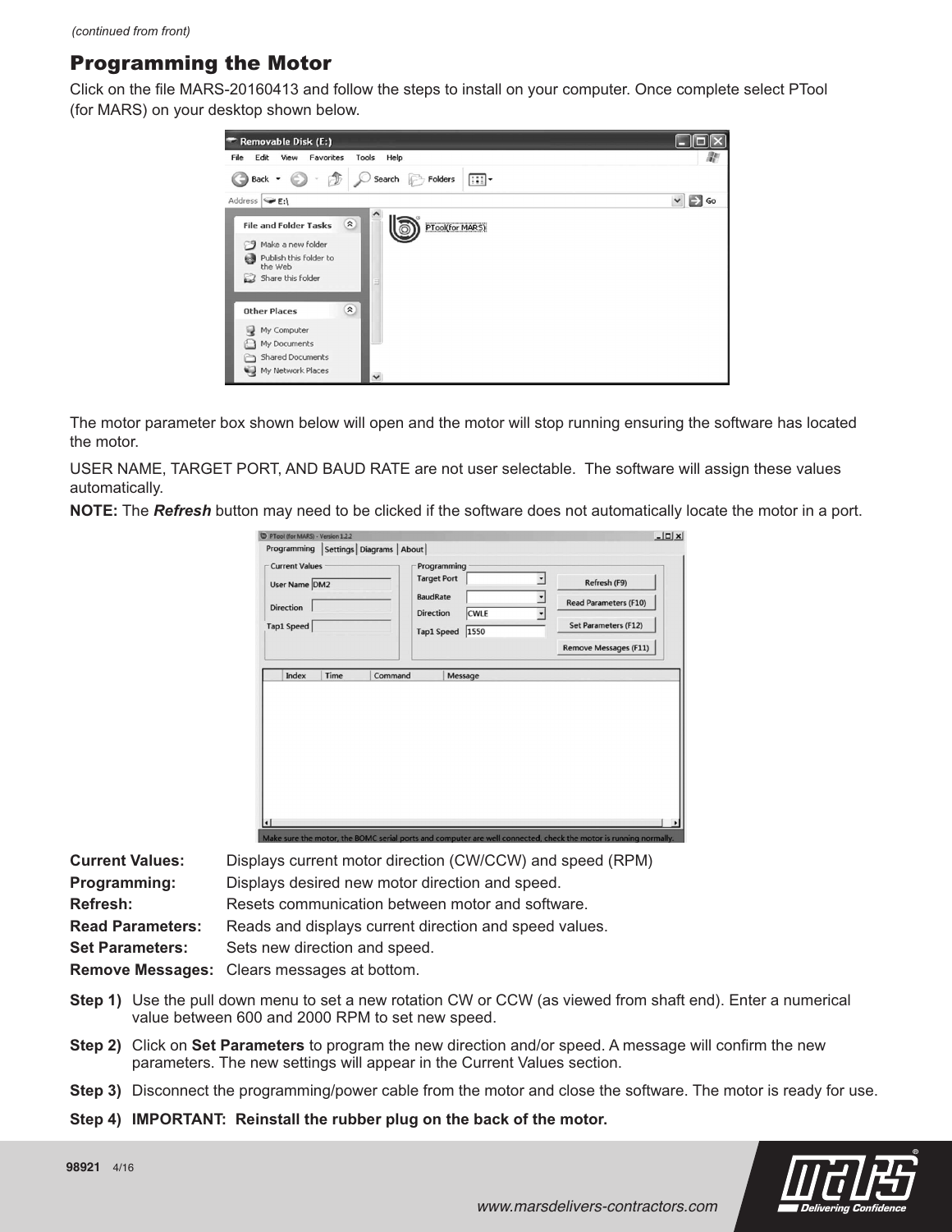*(continued from front)*

## Programming the Motor

Click on the file MARS-20160413 and follow the steps to install on your computer. Once complete select PTool (for MARS) on your desktop shown below.

The motor parameter box shown below will open and the motor will stop running ensuring the software has located the motor.

USER NAME, TARGET PORT, AND BAUD RATE are not user selectable. The software will assign these values automatically.

**NOTE:** The ***Refresh*** button may need to be clicked if the software does not automatically locate the motor in a port.

| | |
|---|---|
| **Current Values:** | Displays current motor direction (CW/CCW) and speed (RPM) |
| **Programming:** | Displays desired new motor direction and speed. |
| **Refresh:** | Resets communication between motor and software. |
| **Read Parameters:** | Reads and displays current direction and speed values. |
| **Set Parameters:** | Sets new direction and speed. |
| **Remove Messages:** | Clears messages at bottom. |

**Step 1)** Use the pull down menu to set a new rotation CW or CCW (as viewed from shaft end). Enter a numerical value between 600 and 2000 RPM to set new speed.

**Step 2)** Click on **Set Parameters** to program the new direction and/or speed. A message will confirm the new parameters. The new settings will appear in the Current Values section.

**Step 3)** Disconnect the programming/power cable from the motor and close the software. The motor is ready for use.

**Step 4) IMPORTANT: Reinstall the rubber plug on the back of the motor.**

**98921** 4/16

*www.marsdelivers-contractors.com*